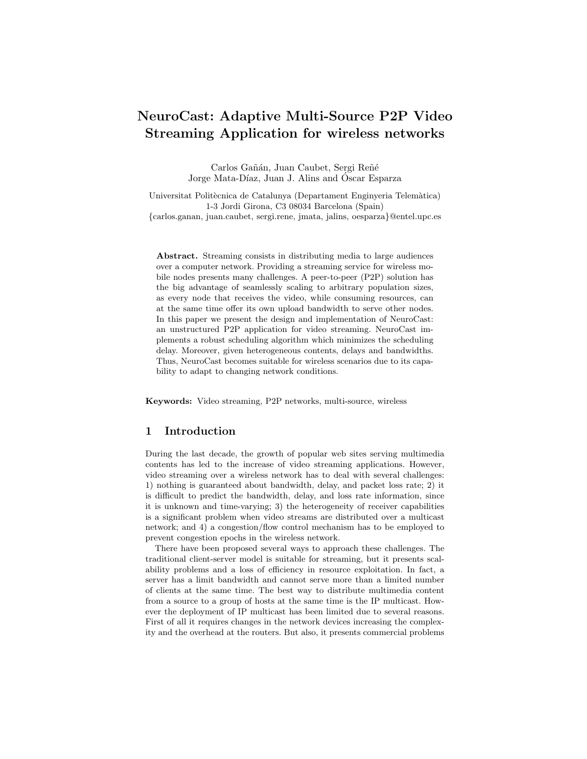# NeuroCast: Adaptive Multi-Source P2P Video Streaming Application for wireless networks

Carlos Gañán, Juan Caubet, Sergi Reñé
Jorge Mata-Díaz, Juan J. Alins and Óscar Esparza

Universitat Politècnica de Catalunya (Departament Enginyeria Telemàtica)
1-3 Jordi Girona, C3 08034 Barcelona (Spain)
{carlos.ganan, juan.caubet, sergi.rene, jmata, jalins, oesparza}@entel.upc.es

**Abstract.** Streaming consists in distributing media to large audiences over a computer network. Providing a streaming service for wireless mobile nodes presents many challenges. A peer-to-peer (P2P) solution has the big advantage of seamlessly scaling to arbitrary population sizes, as every node that receives the video, while consuming resources, can at the same time offer its own upload bandwidth to serve other nodes. In this paper we present the design and implementation of NeuroCast: an unstructured P2P application for video streaming. NeuroCast implements a robust scheduling algorithm which minimizes the scheduling delay. Moreover, given heterogeneous contents, delays and bandwidths. Thus, NeuroCast becomes suitable for wireless scenarios due to its capability to adapt to changing network conditions.

**Keywords:** Video streaming, P2P networks, multi-source, wireless

## 1 Introduction

During the last decade, the growth of popular web sites serving multimedia contents has led to the increase of video streaming applications. However, video streaming over a wireless network has to deal with several challenges: 1) nothing is guaranteed about bandwidth, delay, and packet loss rate; 2) it is difficult to predict the bandwidth, delay, and loss rate information, since it is unknown and time-varying; 3) the heterogeneity of receiver capabilities is a significant problem when video streams are distributed over a multicast network; and 4) a congestion/flow control mechanism has to be employed to prevent congestion epochs in the wireless network.

There have been proposed several ways to approach these challenges. The traditional client-server model is suitable for streaming, but it presents scalability problems and a loss of efficiency in resource exploitation. In fact, a server has a limit bandwidth and cannot serve more than a limited number of clients at the same time. The best way to distribute multimedia content from a source to a group of hosts at the same time is the IP multicast. However the deployment of IP multicast has been limited due to several reasons. First of all it requires changes in the network devices increasing the complexity and the overhead at the routers. But also, it presents commercial problems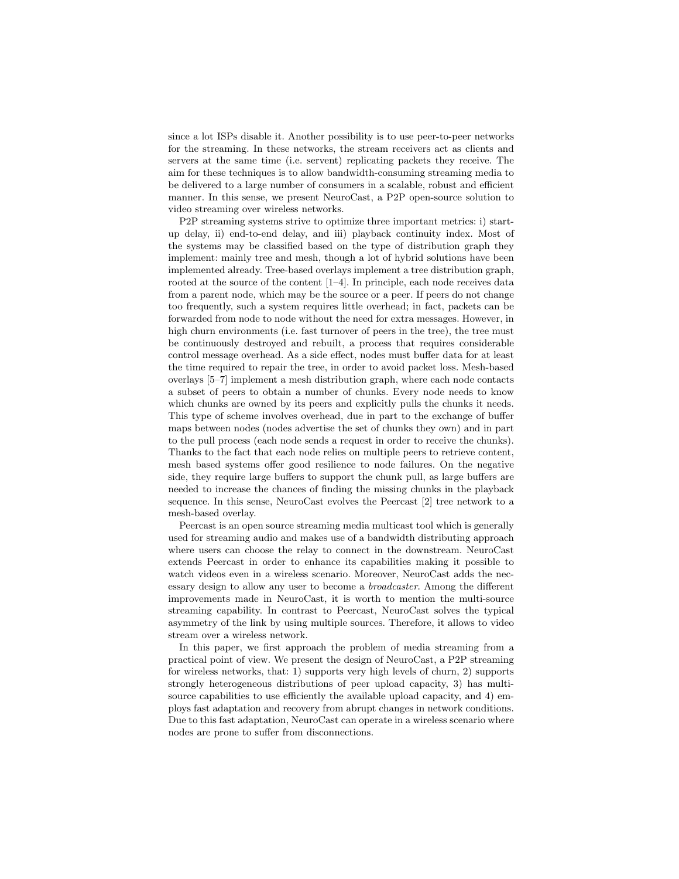since a lot ISPs disable it. Another possibility is to use peer-to-peer networks for the streaming. In these networks, the stream receivers act as clients and servers at the same time (i.e. servent) replicating packets they receive. The aim for these techniques is to allow bandwidth-consuming streaming media to be delivered to a large number of consumers in a scalable, robust and efficient manner. In this sense, we present NeuroCast, a P2P open-source solution to video streaming over wireless networks.

P2P streaming systems strive to optimize three important metrics: i) start-up delay, ii) end-to-end delay, and iii) playback continuity index. Most of the systems may be classified based on the type of distribution graph they implement: mainly tree and mesh, though a lot of hybrid solutions have been implemented already. Tree-based overlays implement a tree distribution graph, rooted at the source of the content [1–4]. In principle, each node receives data from a parent node, which may be the source or a peer. If peers do not change too frequently, such a system requires little overhead; in fact, packets can be forwarded from node to node without the need for extra messages. However, in high churn environments (i.e. fast turnover of peers in the tree), the tree must be continuously destroyed and rebuilt, a process that requires considerable control message overhead. As a side effect, nodes must buffer data for at least the time required to repair the tree, in order to avoid packet loss. Mesh-based overlays [5–7] implement a mesh distribution graph, where each node contacts a subset of peers to obtain a number of chunks. Every node needs to know which chunks are owned by its peers and explicitly pulls the chunks it needs. This type of scheme involves overhead, due in part to the exchange of buffer maps between nodes (nodes advertise the set of chunks they own) and in part to the pull process (each node sends a request in order to receive the chunks). Thanks to the fact that each node relies on multiple peers to retrieve content, mesh based systems offer good resilience to node failures. On the negative side, they require large buffers to support the chunk pull, as large buffers are needed to increase the chances of finding the missing chunks in the playback sequence. In this sense, NeuroCast evolves the Peercast [2] tree network to a mesh-based overlay.

Peercast is an open source streaming media multicast tool which is generally used for streaming audio and makes use of a bandwidth distributing approach where users can choose the relay to connect in the downstream. NeuroCast extends Peercast in order to enhance its capabilities making it possible to watch videos even in a wireless scenario. Moreover, NeuroCast adds the necessary design to allow any user to become a *broadcaster*. Among the different improvements made in NeuroCast, it is worth to mention the multi-source streaming capability. In contrast to Peercast, NeuroCast solves the typical asymmetry of the link by using multiple sources. Therefore, it allows to video stream over a wireless network.

In this paper, we first approach the problem of media streaming from a practical point of view. We present the design of NeuroCast, a P2P streaming for wireless networks, that: 1) supports very high levels of churn, 2) supports strongly heterogeneous distributions of peer upload capacity, 3) has multi-source capabilities to use efficiently the available upload capacity, and 4) employs fast adaptation and recovery from abrupt changes in network conditions. Due to this fast adaptation, NeuroCast can operate in a wireless scenario where nodes are prone to suffer from disconnections.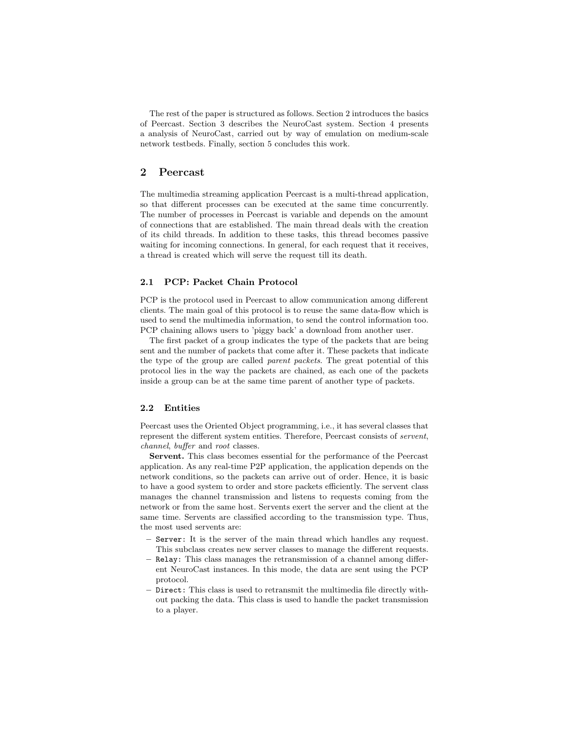The rest of the paper is structured as follows. Section 2 introduces the basics of Peercast. Section 3 describes the NeuroCast system. Section 4 presents a analysis of NeuroCast, carried out by way of emulation on medium-scale network testbeds. Finally, section 5 concludes this work.

## 2 Peercast

The multimedia streaming application Peercast is a multi-thread application, so that different processes can be executed at the same time concurrently. The number of processes in Peercast is variable and depends on the amount of connections that are established. The main thread deals with the creation of its child threads. In addition to these tasks, this thread becomes passive waiting for incoming connections. In general, for each request that it receives, a thread is created which will serve the request till its death.

### 2.1 PCP: Packet Chain Protocol

PCP is the protocol used in Peercast to allow communication among different clients. The main goal of this protocol is to reuse the same data-flow which is used to send the multimedia information, to send the control information too. PCP chaining allows users to 'piggy back' a download from another user.

The first packet of a group indicates the type of the packets that are being sent and the number of packets that come after it. These packets that indicate the type of the group are called *parent packets*. The great potential of this protocol lies in the way the packets are chained, as each one of the packets inside a group can be at the same time parent of another type of packets.

### 2.2 Entities

Peercast uses the Oriented Object programming, i.e., it has several classes that represent the different system entities. Therefore, Peercast consists of *servent*, *channel*, *buffer* and *root* classes.

**Servent.** This class becomes essential for the performance of the Peercast application. As any real-time P2P application, the application depends on the network conditions, so the packets can arrive out of order. Hence, it is basic to have a good system to order and store packets efficiently. The servent class manages the channel transmission and listens to requests coming from the network or from the same host. Servents exert the server and the client at the same time. Servents are classified according to the transmission type. Thus, the most used servents are:

- `Server`: It is the server of the main thread which handles any request. This subclass creates new server classes to manage the different requests.
- `Relay`: This class manages the retransmission of a channel among different NeuroCast instances. In this mode, the data are sent using the PCP protocol.
- `Direct`: This class is used to retransmit the multimedia file directly without packing the data. This class is used to handle the packet transmission to a player.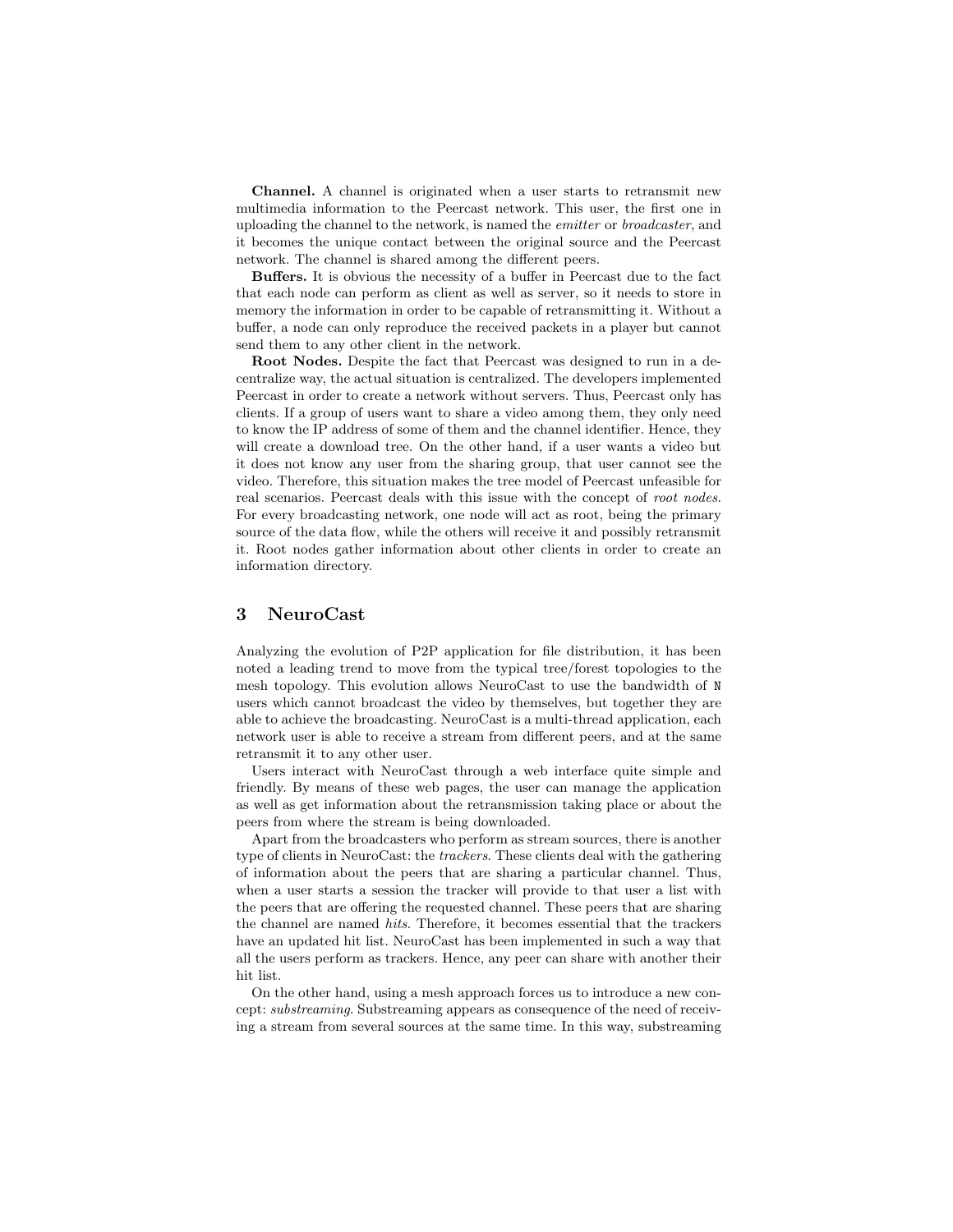**Channel.** A channel is originated when a user starts to retransmit new multimedia information to the Peercast network. This user, the first one in uploading the channel to the network, is named the *emitter* or *broadcaster*, and it becomes the unique contact between the original source and the Peercast network. The channel is shared among the different peers.

**Buffers.** It is obvious the necessity of a buffer in Peercast due to the fact that each node can perform as client as well as server, so it needs to store in memory the information in order to be capable of retransmitting it. Without a buffer, a node can only reproduce the received packets in a player but cannot send them to any other client in the network.

**Root Nodes.** Despite the fact that Peercast was designed to run in a decentralize way, the actual situation is centralized. The developers implemented Peercast in order to create a network without servers. Thus, Peercast only has clients. If a group of users want to share a video among them, they only need to know the IP address of some of them and the channel identifier. Hence, they will create a download tree. On the other hand, if a user wants a video but it does not know any user from the sharing group, that user cannot see the video. Therefore, this situation makes the tree model of Peercast unfeasible for real scenarios. Peercast deals with this issue with the concept of *root nodes*. For every broadcasting network, one node will act as root, being the primary source of the data flow, while the others will receive it and possibly retransmit it. Root nodes gather information about other clients in order to create an information directory.

## 3 NeuroCast

Analyzing the evolution of P2P application for file distribution, it has been noted a leading trend to move from the typical tree/forest topologies to the mesh topology. This evolution allows NeuroCast to use the bandwidth of N users which cannot broadcast the video by themselves, but together they are able to achieve the broadcasting. NeuroCast is a multi-thread application, each network user is able to receive a stream from different peers, and at the same retransmit it to any other user.

Users interact with NeuroCast through a web interface quite simple and friendly. By means of these web pages, the user can manage the application as well as get information about the retransmission taking place or about the peers from where the stream is being downloaded.

Apart from the broadcasters who perform as stream sources, there is another type of clients in NeuroCast: the *trackers*. These clients deal with the gathering of information about the peers that are sharing a particular channel. Thus, when a user starts a session the tracker will provide to that user a list with the peers that are offering the requested channel. These peers that are sharing the channel are named *hits*. Therefore, it becomes essential that the trackers have an updated hit list. NeuroCast has been implemented in such a way that all the users perform as trackers. Hence, any peer can share with another their hit list.

On the other hand, using a mesh approach forces us to introduce a new concept: *substreaming*. Substreaming appears as consequence of the need of receiving a stream from several sources at the same time. In this way, substreaming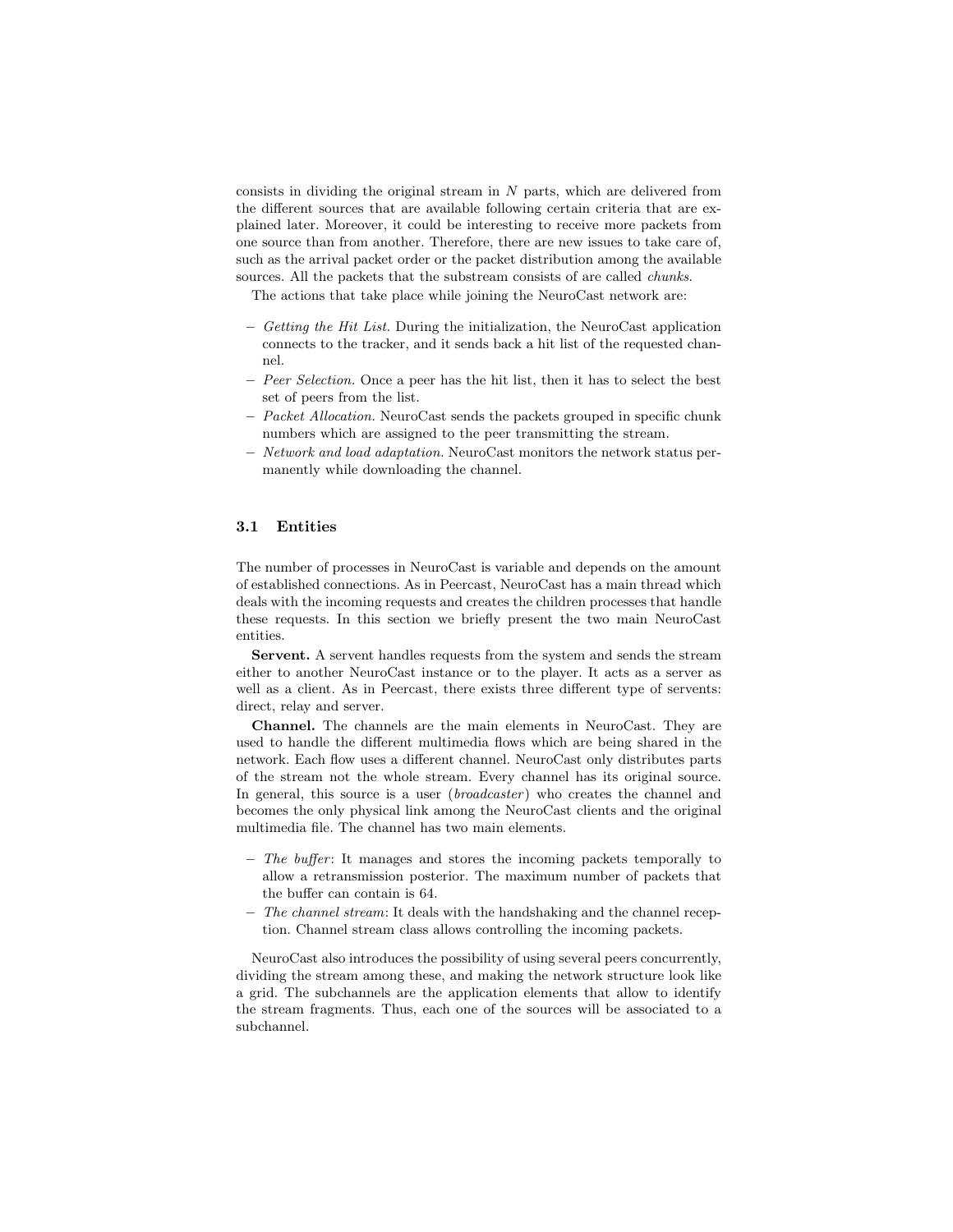consists in dividing the original stream in $N$ parts, which are delivered from the different sources that are available following certain criteria that are explained later. Moreover, it could be interesting to receive more packets from one source than from another. Therefore, there are new issues to take care of, such as the arrival packet order or the packet distribution among the available sources. All the packets that the substream consists of are called *chunks*.

The actions that take place while joining the NeuroCast network are:

- *Getting the Hit List.* During the initialization, the NeuroCast application connects to the tracker, and it sends back a hit list of the requested channel.
- *Peer Selection.* Once a peer has the hit list, then it has to select the best set of peers from the list.
- *Packet Allocation.* NeuroCast sends the packets grouped in specific chunk numbers which are assigned to the peer transmitting the stream.
- *Network and load adaptation.* NeuroCast monitors the network status permanently while downloading the channel.

### 3.1 Entities

The number of processes in NeuroCast is variable and depends on the amount of established connections. As in Peercast, NeuroCast has a main thread which deals with the incoming requests and creates the children processes that handle these requests. In this section we briefly present the two main NeuroCast entities.

**Servent.** A servent handles requests from the system and sends the stream either to another NeuroCast instance or to the player. It acts as a server as well as a client. As in Peercast, there exists three different type of servents: direct, relay and server.

**Channel.** The channels are the main elements in NeuroCast. They are used to handle the different multimedia flows which are being shared in the network. Each flow uses a different channel. NeuroCast only distributes parts of the stream not the whole stream. Every channel has its original source. In general, this source is a user (*broadcaster*) who creates the channel and becomes the only physical link among the NeuroCast clients and the original multimedia file. The channel has two main elements.

- *The buffer*: It manages and stores the incoming packets temporally to allow a retransmission posterior. The maximum number of packets that the buffer can contain is 64.
- *The channel stream*: It deals with the handshaking and the channel reception. Channel stream class allows controlling the incoming packets.

NeuroCast also introduces the possibility of using several peers concurrently, dividing the stream among these, and making the network structure look like a grid. The subchannels are the application elements that allow to identify the stream fragments. Thus, each one of the sources will be associated to a subchannel.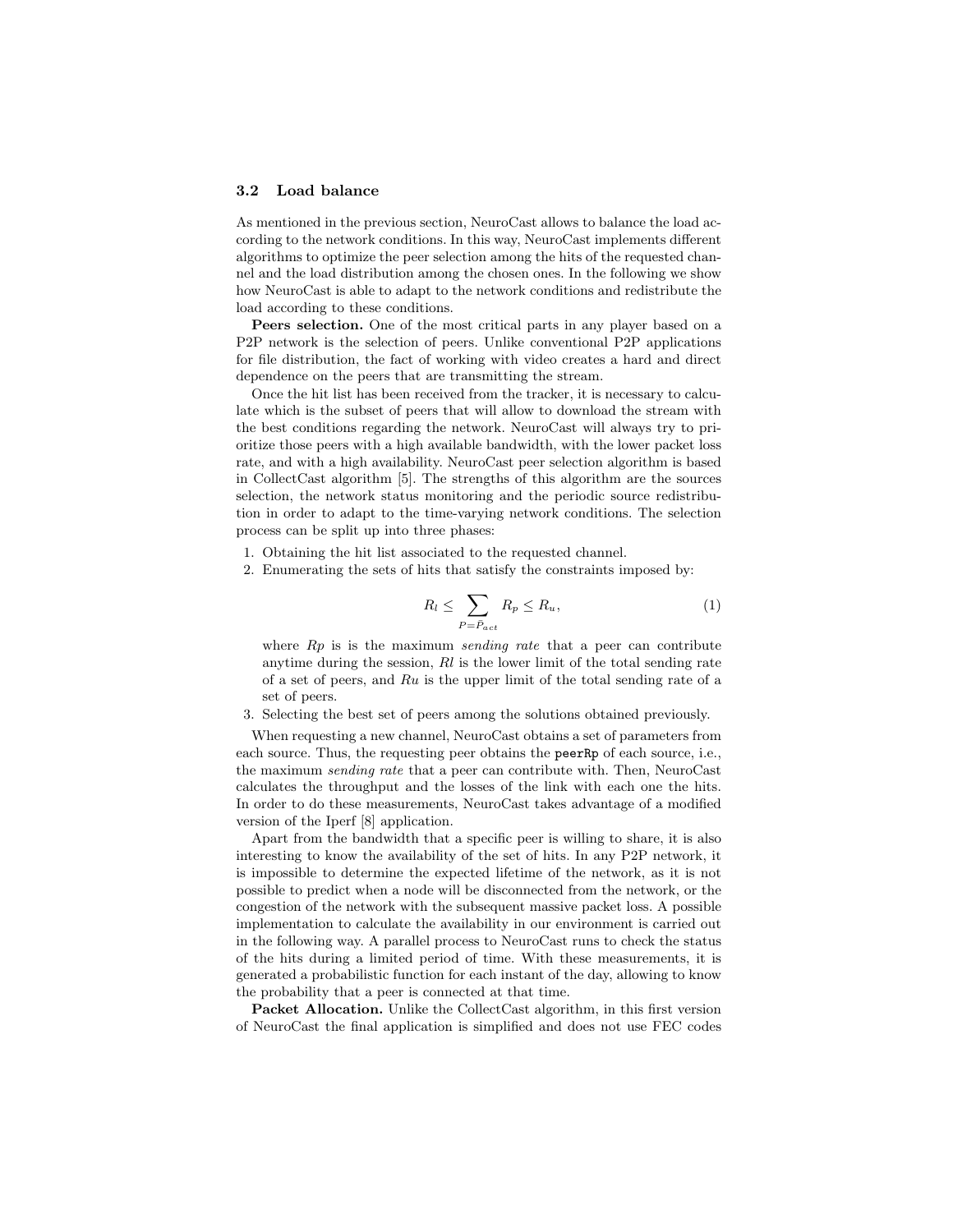### 3.2 Load balance

As mentioned in the previous section, NeuroCast allows to balance the load according to the network conditions. In this way, NeuroCast implements different algorithms to optimize the peer selection among the hits of the requested channel and the load distribution among the chosen ones. In the following we show how NeuroCast is able to adapt to the network conditions and redistribute the load according to these conditions.

**Peers selection.** One of the most critical parts in any player based on a P2P network is the selection of peers. Unlike conventional P2P applications for file distribution, the fact of working with video creates a hard and direct dependence on the peers that are transmitting the stream.

Once the hit list has been received from the tracker, it is necessary to calculate which is the subset of peers that will allow to download the stream with the best conditions regarding the network. NeuroCast will always try to prioritize those peers with a high available bandwidth, with the lower packet loss rate, and with a high availability. NeuroCast peer selection algorithm is based in CollectCast algorithm [5]. The strengths of this algorithm are the sources selection, the network status monitoring and the periodic source redistribution in order to adapt to the time-varying network conditions. The selection process can be split up into three phases:

1. Obtaining the hit list associated to the requested channel.
2. Enumerating the sets of hits that satisfy the constraints imposed by:

$$R_l \leq \sum_{P=\bar{P}_{act}} R_p \leq R_u, \tag{1}$$

   where $Rp$ is is the maximum *sending rate* that a peer can contribute anytime during the session, $Rl$ is the lower limit of the total sending rate of a set of peers, and $Ru$ is the upper limit of the total sending rate of a set of peers.
3. Selecting the best set of peers among the solutions obtained previously.

When requesting a new channel, NeuroCast obtains a set of parameters from each source. Thus, the requesting peer obtains the `peerRp` of each source, i.e., the maximum *sending rate* that a peer can contribute with. Then, NeuroCast calculates the throughput and the losses of the link with each one the hits. In order to do these measurements, NeuroCast takes advantage of a modified version of the Iperf [8] application.

Apart from the bandwidth that a specific peer is willing to share, it is also interesting to know the availability of the set of hits. In any P2P network, it is impossible to determine the expected lifetime of the network, as it is not possible to predict when a node will be disconnected from the network, or the congestion of the network with the subsequent massive packet loss. A possible implementation to calculate the availability in our environment is carried out in the following way. A parallel process to NeuroCast runs to check the status of the hits during a limited period of time. With these measurements, it is generated a probabilistic function for each instant of the day, allowing to know the probability that a peer is connected at that time.

**Packet Allocation.** Unlike the CollectCast algorithm, in this first version of NeuroCast the final application is simplified and does not use FEC codes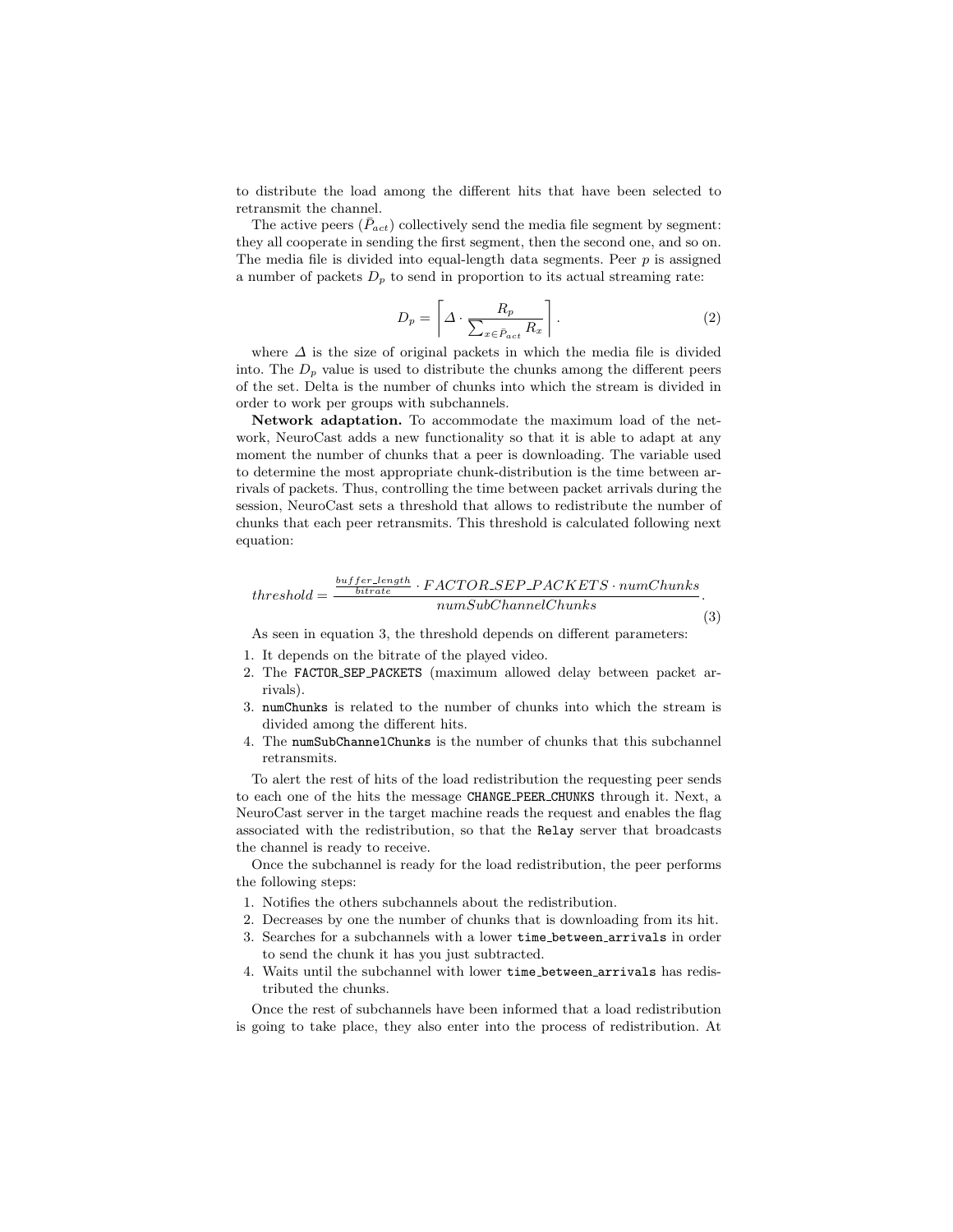to distribute the load among the different hits that have been selected to retransmit the channel.

The active peers ($\bar{P}_{act}$) collectively send the media file segment by segment: they all cooperate in sending the first segment, then the second one, and so on. The media file is divided into equal-length data segments. Peer $p$ is assigned a number of packets $D_p$ to send in proportion to its actual streaming rate:

$$D_p = \left\lceil \Delta \cdot \frac{R_p}{\sum_{x \in \bar{P}_{act}} R_x} \right\rceil . \tag{2}$$

where $\Delta$ is the size of original packets in which the media file is divided into. The $D_p$ value is used to distribute the chunks among the different peers of the set. Delta is the number of chunks into which the stream is divided in order to work per groups with subchannels.

**Network adaptation.** To accommodate the maximum load of the network, NeuroCast adds a new functionality so that it is able to adapt at any moment the number of chunks that a peer is downloading. The variable used to determine the most appropriate chunk-distribution is the time between arrivals of packets. Thus, controlling the time between packet arrivals during the session, NeuroCast sets a threshold that allows to redistribute the number of chunks that each peer retransmits. This threshold is calculated following next equation:

$$threshold = \frac{\frac{buffer\_length}{bitrate} \cdot FACTOR\_SEP\_PACKETS \cdot numChunks}{numSubChannelChunks} . \tag{3}$$

As seen in equation 3, the threshold depends on different parameters:

1. It depends on the bitrate of the played video.
2. The `FACTOR_SEP_PACKETS` (maximum allowed delay between packet arrivals).
3. `numChunks` is related to the number of chunks into which the stream is divided among the different hits.
4. The `numSubChannelChunks` is the number of chunks that this subchannel retransmits.

To alert the rest of hits of the load redistribution the requesting peer sends to each one of the hits the message `CHANGE_PEER_CHUNKS` through it. Next, a NeuroCast server in the target machine reads the request and enables the flag associated with the redistribution, so that the `Relay` server that broadcasts the channel is ready to receive.

Once the subchannel is ready for the load redistribution, the peer performs the following steps:

1. Notifies the others subchannels about the redistribution.
2. Decreases by one the number of chunks that is downloading from its hit.
3. Searches for a subchannels with a lower `time_between_arrivals` in order to send the chunk it has you just subtracted.
4. Waits until the subchannel with lower `time_between_arrivals` has redistributed the chunks.

Once the rest of subchannels have been informed that a load redistribution is going to take place, they also enter into the process of redistribution. At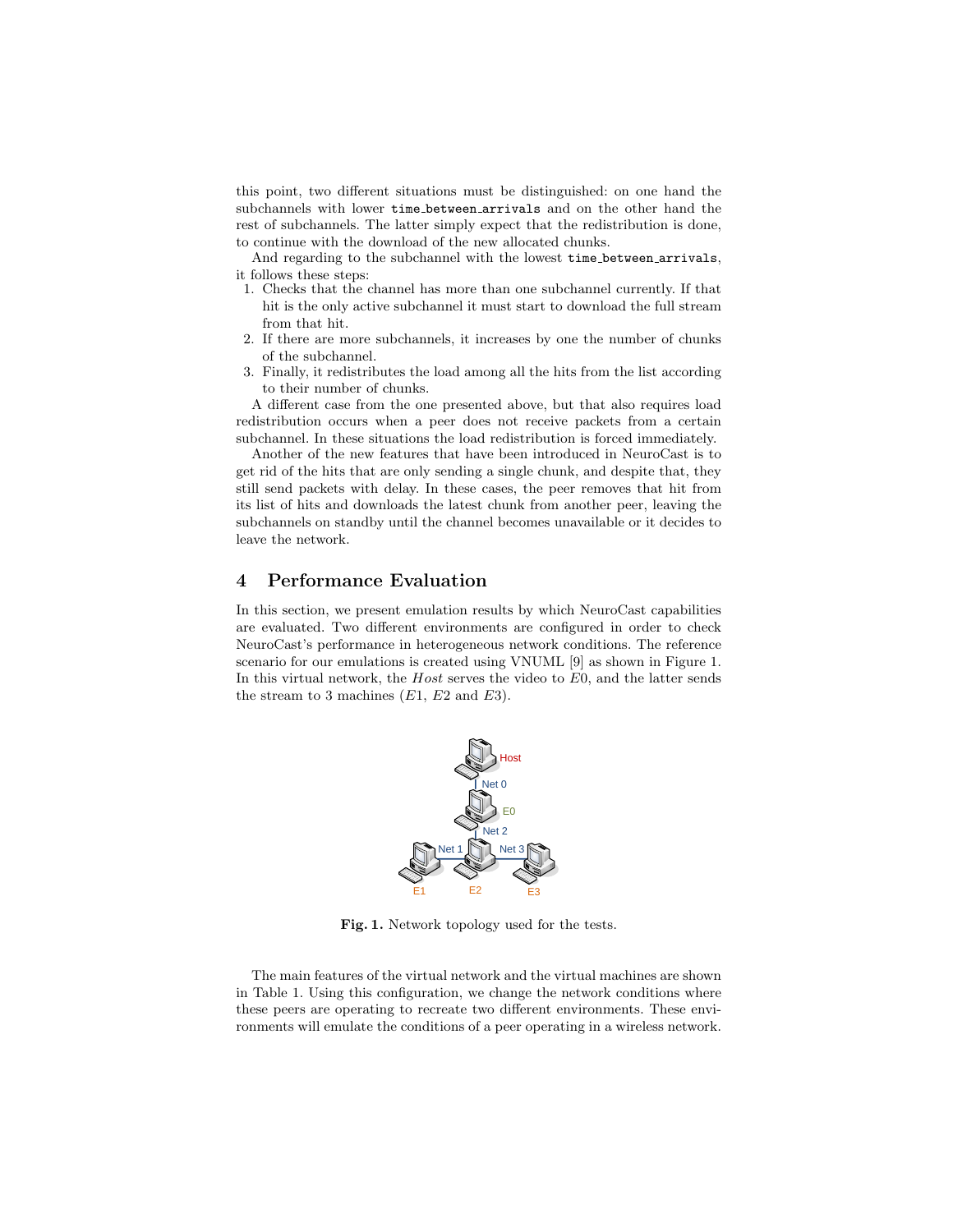this point, two different situations must be distinguished: on one hand the subchannels with lower `time_between_arrivals` and on the other hand the rest of subchannels. The latter simply expect that the redistribution is done, to continue with the download of the new allocated chunks.

And regarding to the subchannel with the lowest `time_between_arrivals`, it follows these steps:

1. Checks that the channel has more than one subchannel currently. If that hit is the only active subchannel it must start to download the full stream from that hit.
2. If there are more subchannels, it increases by one the number of chunks of the subchannel.
3. Finally, it redistributes the load among all the hits from the list according to their number of chunks.

A different case from the one presented above, but that also requires load redistribution occurs when a peer does not receive packets from a certain subchannel. In these situations the load redistribution is forced immediately.

Another of the new features that have been introduced in NeuroCast is to get rid of the hits that are only sending a single chunk, and despite that, they still send packets with delay. In these cases, the peer removes that hit from its list of hits and downloads the latest chunk from another peer, leaving the subchannels on standby until the channel becomes unavailable or it decides to leave the network.

## 4 Performance Evaluation

In this section, we present emulation results by which NeuroCast capabilities are evaluated. Two different environments are configured in order to check NeuroCast's performance in heterogeneous network conditions. The reference scenario for our emulations is created using VNUML [9] as shown in Figure 1. In this virtual network, the *Host* serves the video to $E0$, and the latter sends the stream to 3 machines ($E1$, $E2$ and $E3$).

**Fig. 1.** Network topology used for the tests.

The main features of the virtual network and the virtual machines are shown in Table 1. Using this configuration, we change the network conditions where these peers are operating to recreate two different environments. These environments will emulate the conditions of a peer operating in a wireless network.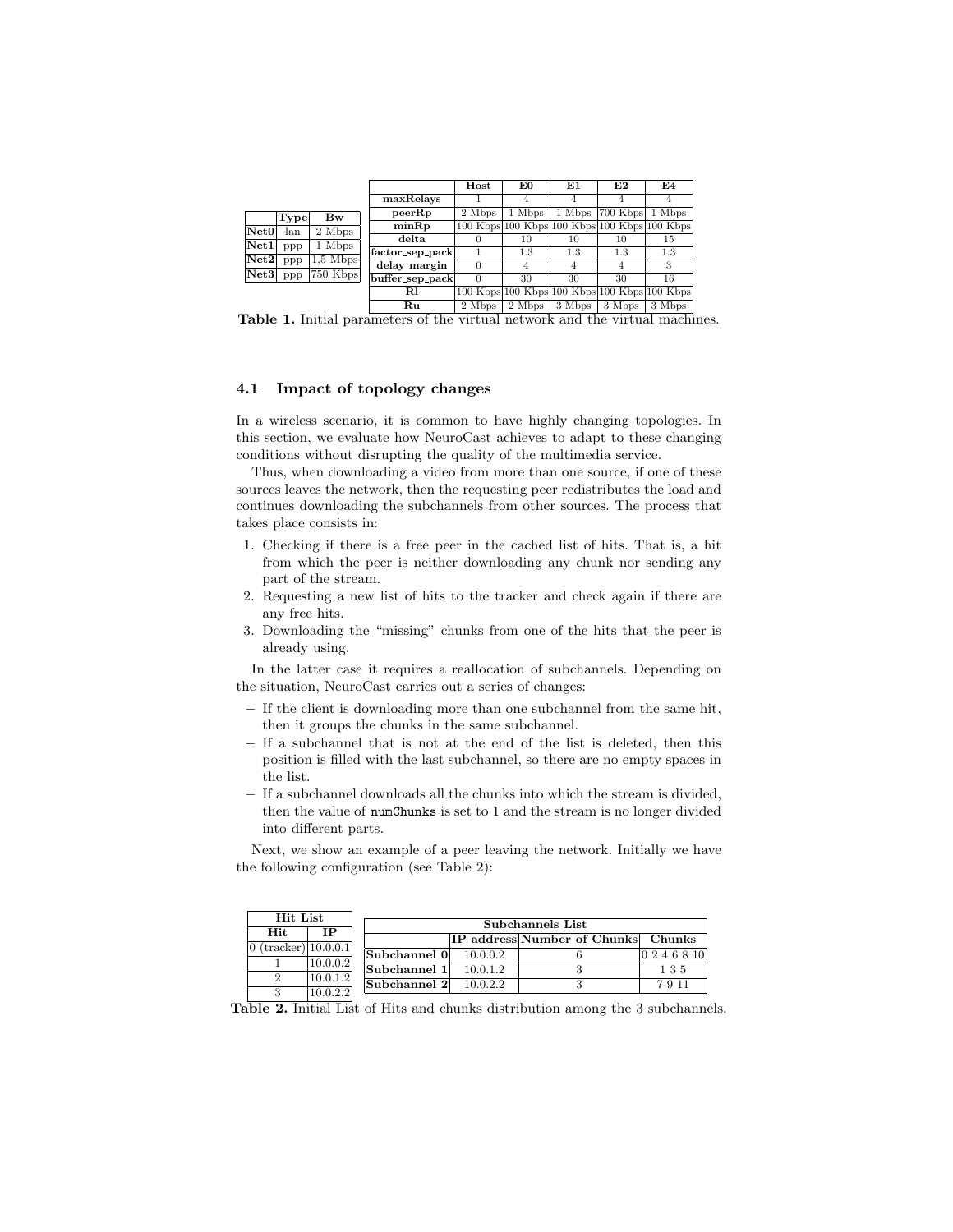|  | Type | Bw |
|---|---|---|
| **Net0** | lan | 2 Mbps |
| **Net1** | ppp | 1 Mbps |
| **Net2** | ppp | 1,5 Mbps |
| **Net3** | ppp | 750 Kbps |

|  | Host | E0 | E1 | E2 | E4 |
|---|---|---|---|---|---|
| **maxRelays** | 1 | 4 | 4 | 4 | 4 |
| **peerRp** | 2 Mbps | 1 Mbps | 1 Mbps | 700 Kbps | 1 Mbps |
| **minRp** | 100 Kbps | 100 Kbps | 100 Kbps | 100 Kbps | 100 Kbps |
| **delta** | 0 | 10 | 10 | 10 | 15 |
| **factor_sep_pack** | 1 | 1.3 | 1.3 | 1.3 | 1.3 |
| **delay_margin** | 0 | 4 | 4 | 4 | 3 |
| **buffer_sep_pack** | 0 | 30 | 30 | 30 | 16 |
| **Rl** | 100 Kbps | 100 Kbps | 100 Kbps | 100 Kbps | 100 Kbps |
| **Ru** | 2 Mbps | 2 Mbps | 3 Mbps | 3 Mbps | 3 Mbps |

**Table 1.** Initial parameters of the virtual network and the virtual machines.

### 4.1 Impact of topology changes

In a wireless scenario, it is common to have highly changing topologies. In this section, we evaluate how NeuroCast achieves to adapt to these changing conditions without disrupting the quality of the multimedia service.

Thus, when downloading a video from more than one source, if one of these sources leaves the network, then the requesting peer redistributes the load and continues downloading the subchannels from other sources. The process that takes place consists in:

1. Checking if there is a free peer in the cached list of hits. That is, a hit from which the peer is neither downloading any chunk nor sending any part of the stream.
2. Requesting a new list of hits to the tracker and check again if there are any free hits.
3. Downloading the "missing" chunks from one of the hits that the peer is already using.

In the latter case it requires a reallocation of subchannels. Depending on the situation, NeuroCast carries out a series of changes:

- If the client is downloading more than one subchannel from the same hit, then it groups the chunks in the same subchannel.
- If a subchannel that is not at the end of the list is deleted, then this position is filled with the last subchannel, so there are no empty spaces in the list.
- If a subchannel downloads all the chunks into which the stream is divided, then the value of `numChunks` is set to 1 and the stream is no longer divided into different parts.

Next, we show an example of a peer leaving the network. Initially we have the following configuration (see Table 2):

| Hit List | |
|---|---|
| **Hit** | **IP** |
| 0 (tracker) | 10.0.0.1 |
| 1 | 10.0.0.2 |
| 2 | 10.0.1.2 |
| 3 | 10.0.2.2 |

| Subchannels List | | | |
|---|---|---|---|
|  | **IP address** | **Number of Chunks** | **Chunks** |
| **Subchannel 0** | 10.0.0.2 | 6 | 0 2 4 6 8 10 |
| **Subchannel 1** | 10.0.1.2 | 3 | 1 3 5 |
| **Subchannel 2** | 10.0.2.2 | 3 | 7 9 11 |

**Table 2.** Initial List of Hits and chunks distribution among the 3 subchannels.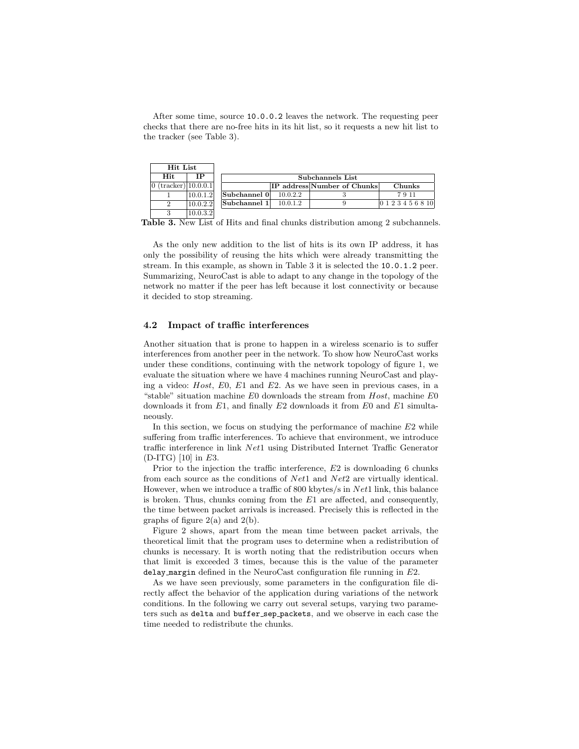After some time, source `10.0.0.2` leaves the network. The requesting peer checks that there are no-free hits in its hit list, so it requests a new hit list to the tracker (see Table 3).

| Hit List | |
|---|---|
| **Hit** | **IP** |
| 0 (tracker) | 10.0.0.1 |
| 1 | 10.0.1.2 |
| 2 | 10.0.2.2 |
| 3 | 10.0.3.2 |

| Subchannels List | | | |
|---|---|---|---|
| | **IP address** | **Number of Chunks** | **Chunks** |
| **Subchannel 0** | 10.0.2.2 | 3 | 7 9 11 |
| **Subchannel 1** | 10.0.1.2 | 9 | 0 1 2 3 4 5 6 8 10 |

**Table 3.** New List of Hits and final chunks distribution among 2 subchannels.

As the only new addition to the list of hits is its own IP address, it has only the possibility of reusing the hits which were already transmitting the stream. In this example, as shown in Table 3 it is selected the `10.0.1.2` peer. Summarizing, NeuroCast is able to adapt to any change in the topology of the network no matter if the peer has left because it lost connectivity or because it decided to stop streaming.

### 4.2 Impact of traffic interferences

Another situation that is prone to happen in a wireless scenario is to suffer interferences from another peer in the network. To show how NeuroCast works under these conditions, continuing with the network topology of figure 1, we evaluate the situation where we have 4 machines running NeuroCast and playing a video: *Host*, *E*0, *E*1 and *E*2. As we have seen in previous cases, in a "stable" situation machine *E*0 downloads the stream from *Host*, machine *E*0 downloads it from *E*1, and finally *E*2 downloads it from *E*0 and *E*1 simultaneously.

In this section, we focus on studying the performance of machine *E*2 while suffering from traffic interferences. To achieve that environment, we introduce traffic interference in link *Net*1 using Distributed Internet Traffic Generator (D-ITG) [10] in *E*3.

Prior to the injection the traffic interference, *E*2 is downloading 6 chunks from each source as the conditions of *Net*1 and *Net*2 are virtually identical. However, when we introduce a traffic of 800 kbytes/s in *Net*1 link, this balance is broken. Thus, chunks coming from the *E*1 are affected, and consequently, the time between packet arrivals is increased. Precisely this is reflected in the graphs of figure 2(a) and 2(b).

Figure 2 shows, apart from the mean time between packet arrivals, the theoretical limit that the program uses to determine when a redistribution of chunks is necessary. It is worth noting that the redistribution occurs when that limit is exceeded 3 times, because this is the value of the parameter `delay_margin` defined in the NeuroCast configuration file running in *E*2.

As we have seen previously, some parameters in the configuration file directly affect the behavior of the application during variations of the network conditions. In the following we carry out several setups, varying two parameters such as `delta` and `buffer_sep_packets`, and we observe in each case the time needed to redistribute the chunks.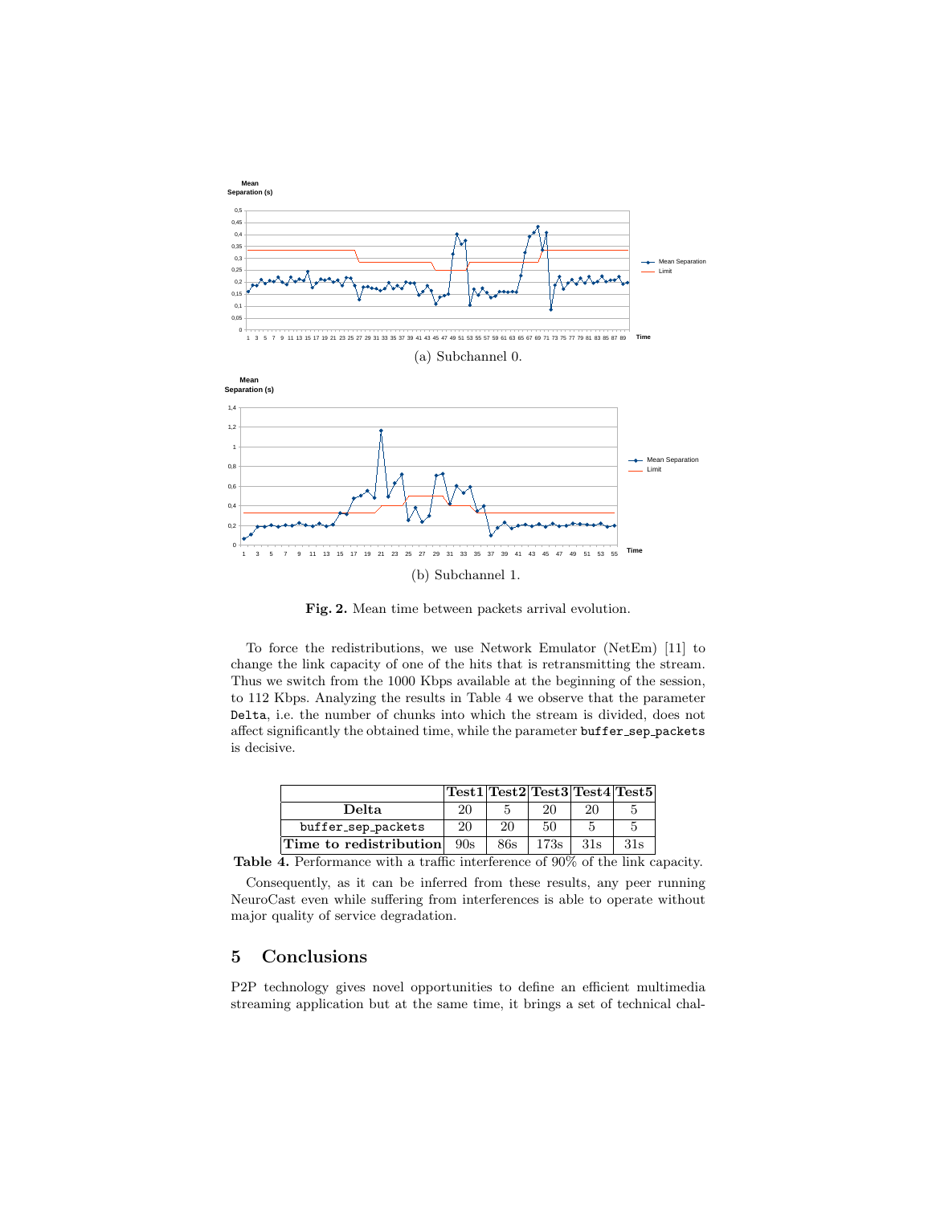(a) Subchannel 0.

(b) Subchannel 1.

**Fig. 2.** Mean time between packets arrival evolution.

To force the redistributions, we use Network Emulator (NetEm) [11] to change the link capacity of one of the hits that is retransmitting the stream. Thus we switch from the 1000 Kbps available at the beginning of the session, to 112 Kbps. Analyzing the results in Table 4 we observe that the parameter `Delta`, i.e. the number of chunks into which the stream is divided, does not affect significantly the obtained time, while the parameter `buffer_sep_packets` is decisive.

| | **Test1** | **Test2** | **Test3** | **Test4** | **Test5** |
|---|---|---|---|---|---|
| **Delta** | 20 | 5 | 20 | 20 | 5 |
| `buffer_sep_packets` | 20 | 20 | 50 | 5 | 5 |
| **Time to redistribution** | 90s | 86s | 173s | 31s | 31s |

**Table 4.** Performance with a traffic interference of 90% of the link capacity.

Consequently, as it can be inferred from these results, any peer running NeuroCast even while suffering from interferences is able to operate without major quality of service degradation.

## 5 Conclusions

P2P technology gives novel opportunities to define an efficient multimedia streaming application but at the same time, it brings a set of technical chal-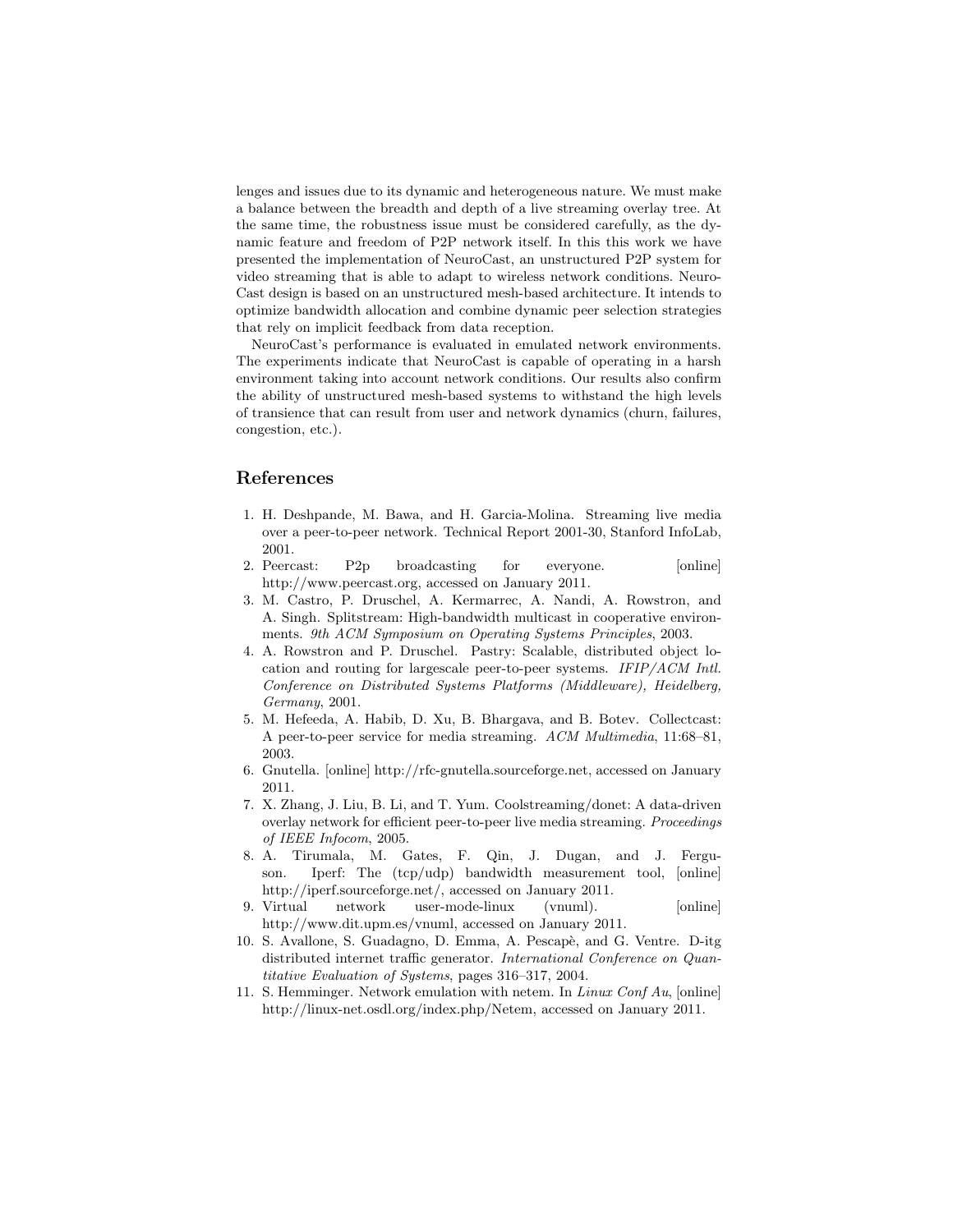lenges and issues due to its dynamic and heterogeneous nature. We must make a balance between the breadth and depth of a live streaming overlay tree. At the same time, the robustness issue must be considered carefully, as the dynamic feature and freedom of P2P network itself. In this this work we have presented the implementation of NeuroCast, an unstructured P2P system for video streaming that is able to adapt to wireless network conditions. NeuroCast design is based on an unstructured mesh-based architecture. It intends to optimize bandwidth allocation and combine dynamic peer selection strategies that rely on implicit feedback from data reception.

NeuroCast's performance is evaluated in emulated network environments. The experiments indicate that NeuroCast is capable of operating in a harsh environment taking into account network conditions. Our results also confirm the ability of unstructured mesh-based systems to withstand the high levels of transience that can result from user and network dynamics (churn, failures, congestion, etc.).

## References

1. H. Deshpande, M. Bawa, and H. Garcia-Molina. Streaming live media over a peer-to-peer network. Technical Report 2001-30, Stanford InfoLab, 2001.
2. Peercast: P2p broadcasting for everyone. [online] http://www.peercast.org, accessed on January 2011.
3. M. Castro, P. Druschel, A. Kermarrec, A. Nandi, A. Rowstron, and A. Singh. Splitstream: High-bandwidth multicast in cooperative environments. *9th ACM Symposium on Operating Systems Principles*, 2003.
4. A. Rowstron and P. Druschel. Pastry: Scalable, distributed object location and routing for largescale peer-to-peer systems. *IFIP/ACM Intl. Conference on Distributed Systems Platforms (Middleware), Heidelberg, Germany*, 2001.
5. M. Hefeeda, A. Habib, D. Xu, B. Bhargava, and B. Botev. Collectcast: A peer-to-peer service for media streaming. *ACM Multimedia*, 11:68–81, 2003.
6. Gnutella. [online] http://rfc-gnutella.sourceforge.net, accessed on January 2011.
7. X. Zhang, J. Liu, B. Li, and T. Yum. Coolstreaming/donet: A data-driven overlay network for efficient peer-to-peer live media streaming. *Proceedings of IEEE Infocom*, 2005.
8. A. Tirumala, M. Gates, F. Qin, J. Dugan, and J. Ferguson. Iperf: The (tcp/udp) bandwidth measurement tool, [online] http://iperf.sourceforge.net/, accessed on January 2011.
9. Virtual network user-mode-linux (vnuml). [online] http://www.dit.upm.es/vnuml, accessed on January 2011.
10. S. Avallone, S. Guadagno, D. Emma, A. Pescapè, and G. Ventre. D-itg distributed internet traffic generator. *International Conference on Quantitative Evaluation of Systems*, pages 316–317, 2004.
11. S. Hemminger. Network emulation with netem. In *Linux Conf Au*, [online] http://linux-net.osdl.org/index.php/Netem, accessed on January 2011.